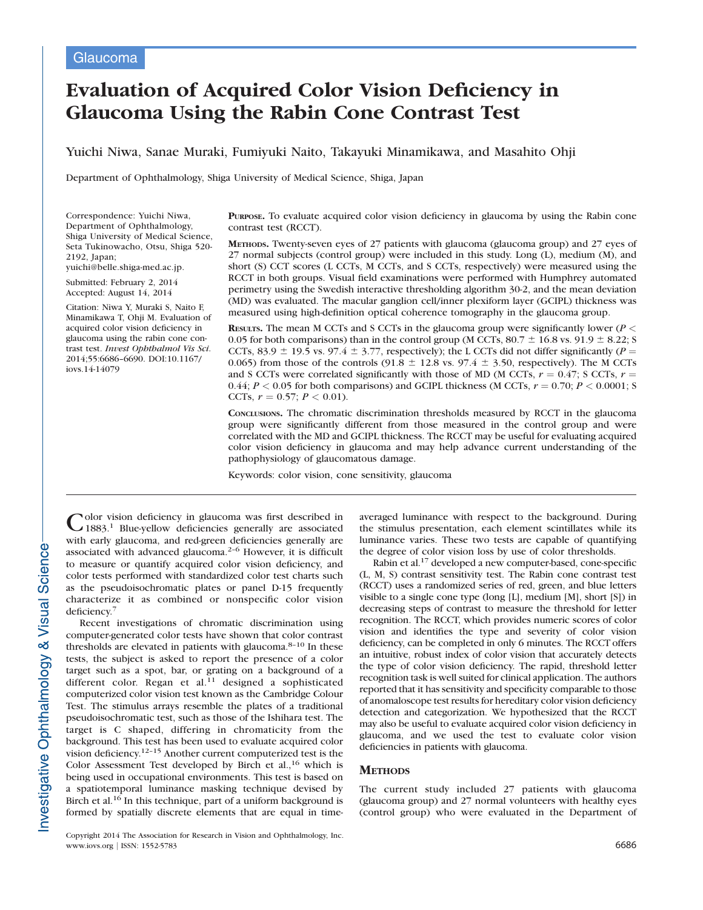Glaucoma

# Evaluation of Acquired Color Vision Deficiency in Glaucoma Using the Rabin Cone Contrast Test

Yuichi Niwa, Sanae Muraki, Fumiyuki Naito, Takayuki Minamikawa, and Masahito Ohji

Department of Ophthalmology, Shiga University of Medical Science, Shiga, Japan

Correspondence: Yuichi Niwa, Department of Ophthalmology, Shiga University of Medical Science, Seta Tukinowacho, Otsu, Shiga 520-2192, Japan; yuichi@belle.shiga-med.ac.jp.

Submitted: February 2, 2014
Accepted: August 14, 2014

Citation: Niwa Y, Muraki S, Naito F, Minamikawa T, Ohji M. Evaluation of acquired color vision deficiency in glaucoma using the rabin cone contrast test. *Invest Ophthalmol Vis Sci.* 2014;55:6686–6690. DOI:10.1167/iovs.14-14079

**Purpose.** To evaluate acquired color vision deficiency in glaucoma by using the Rabin cone contrast test (RCCT).

**Methods.** Twenty-seven eyes of 27 patients with glaucoma (glaucoma group) and 27 eyes of 27 normal subjects (control group) were included in this study. Long (L), medium (M), and short (S) CCT scores (L CCTs, M CCTs, and S CCTs, respectively) were measured using the RCCT in both groups. Visual field examinations were performed with Humphrey automated perimetry using the Swedish interactive thresholding algorithm 30-2, and the mean deviation (MD) was evaluated. The macular ganglion cell/inner plexiform layer (GCIPL) thickness was measured using high-definition optical coherence tomography in the glaucoma group.

**Results.** The mean M CCTs and S CCTs in the glaucoma group were significantly lower ($P <$ 0.05 for both comparisons) than in the control group (M CCTs, 80.7 ± 16.8 vs. 91.9 ± 8.22; S CCTs, 83.9 ± 19.5 vs. 97.4 ± 3.77, respectively); the L CCTs did not differ significantly ($P =$ 0.065) from those of the controls (91.8 ± 12.8 vs. 97.4 ± 3.50, respectively). The M CCTs and S CCTs were correlated significantly with those of MD (M CCTs, $r = 0.47$; S CCTs, $r =$ 0.44; $P < 0.05$ for both comparisons) and GCIPL thickness (M CCTs, $r = 0.70$; $P < 0.0001$; S CCTs, $r = 0.57$; $P < 0.01$).

**Conclusions.** The chromatic discrimination thresholds measured by RCCT in the glaucoma group were significantly different from those measured in the control group and were correlated with the MD and GCIPL thickness. The RCCT may be useful for evaluating acquired color vision deficiency in glaucoma and may help advance current understanding of the pathophysiology of glaucomatous damage.

Keywords: color vision, cone sensitivity, glaucoma

Color vision deficiency in glaucoma was first described in 1883.[1] Blue-yellow deficiencies generally are associated with early glaucoma, and red-green deficiencies generally are associated with advanced glaucoma.[2–6] However, it is difficult to measure or quantify acquired color vision deficiency, and color tests performed with standardized color test charts such as the pseudoisochromatic plates or panel D-15 frequently characterize it as combined or nonspecific color vision deficiency.[7]

Recent investigations of chromatic discrimination using computer-generated color tests have shown that color contrast thresholds are elevated in patients with glaucoma.[8–10] In these tests, the subject is asked to report the presence of a color target such as a spot, bar, or grating on a background of a different color. Regan et al.[11] designed a sophisticated computerized color vision test known as the Cambridge Colour Test. The stimulus arrays resemble the plates of a traditional pseudoisochromatic test, such as those of the Ishihara test. The target is C shaped, differing in chromaticity from the background. This test has been used to evaluate acquired color vision deficiency.[12–15] Another current computerized test is the Color Assessment Test developed by Birch et al.,[16] which is being used in occupational environments. This test is based on a spatiotemporal luminance masking technique devised by Birch et al.[16] In this technique, part of a uniform background is formed by spatially discrete elements that are equal in time-averaged luminance with respect to the background. During the stimulus presentation, each element scintillates while its luminance varies. These two tests are capable of quantifying the degree of color vision loss by use of color thresholds.

Rabin et al.[17] developed a new computer-based, cone-specific (L, M, S) contrast sensitivity test. The Rabin cone contrast test (RCCT) uses a randomized series of red, green, and blue letters visible to a single cone type (long [L], medium [M], short [S]) in decreasing steps of contrast to measure the threshold for letter recognition. The RCCT, which provides numeric scores of color vision and identifies the type and severity of color vision deficiency, can be completed in only 6 minutes. The RCCT offers an intuitive, robust index of color vision that accurately detects the type of color vision deficiency. The rapid, threshold letter recognition task is well suited for clinical application. The authors reported that it has sensitivity and specificity comparable to those of anomaloscope test results for hereditary color vision deficiency detection and categorization. We hypothesized that the RCCT may also be useful to evaluate acquired color vision deficiency in glaucoma, and we used the test to evaluate color vision deficiencies in patients with glaucoma.

## Methods

The current study included 27 patients with glaucoma (glaucoma group) and 27 normal volunteers with healthy eyes (control group) who were evaluated in the Department of

Copyright 2014 The Association for Research in Vision and Ophthalmology, Inc.
www.iovs.org | ISSN: 1552-5783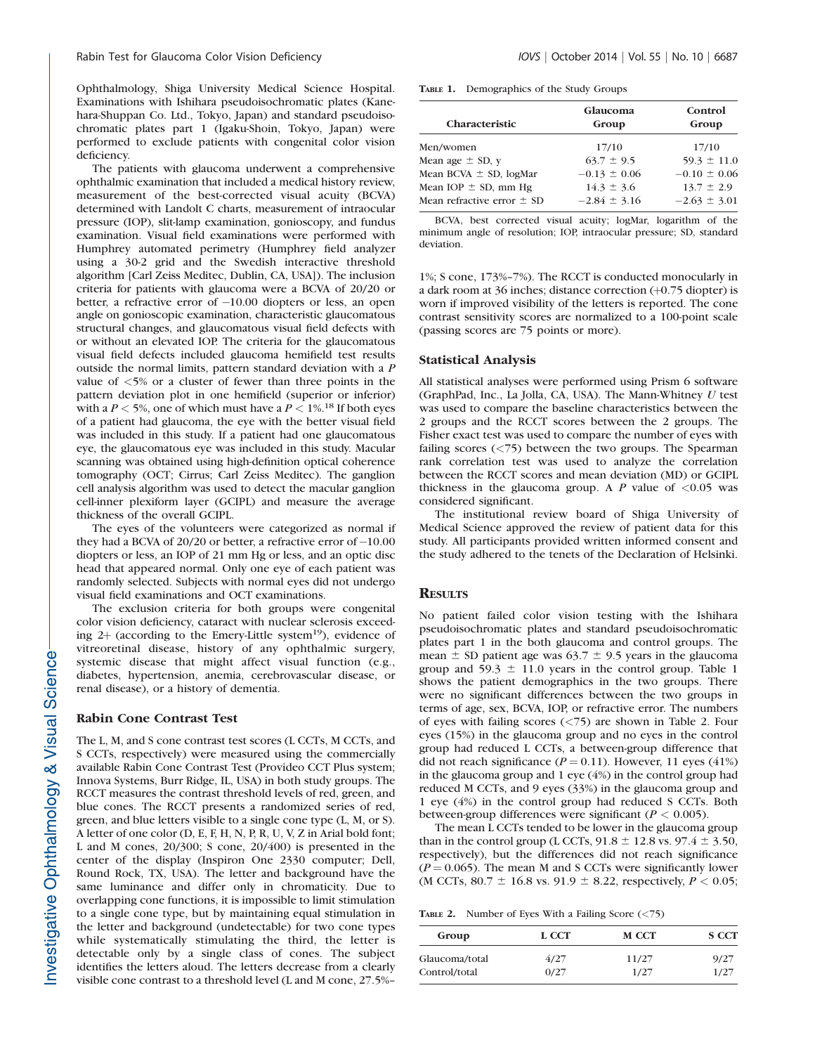Ophthalmology, Shiga University Medical Science Hospital. Examinations with Ishihara pseudoisochromatic plates (Kanehara-Shuppan Co. Ltd., Tokyo, Japan) and standard pseudoisochromatic plates part 1 (Igaku-Shoin, Tokyo, Japan) were performed to exclude patients with congenital color vision deficiency.

The patients with glaucoma underwent a comprehensive ophthalmic examination that included a medical history review, measurement of the best-corrected visual acuity (BCVA) determined with Landolt C charts, measurement of intraocular pressure (IOP), slit-lamp examination, gonioscopy, and fundus examination. Visual field examinations were performed with Humphrey automated perimetry (Humphrey field analyzer using a 30-2 grid and the Swedish interactive threshold algorithm [Carl Zeiss Meditec, Dublin, CA, USA]). The inclusion criteria for patients with glaucoma were a BCVA of 20/20 or better, a refractive error of −10.00 diopters or less, an open angle on gonioscopic examination, characteristic glaucomatous structural changes, and glaucomatous visual field defects with or without an elevated IOP. The criteria for the glaucomatous visual field defects included glaucoma hemifield test results outside the normal limits, pattern standard deviation with a $P$ value of <5% or a cluster of fewer than three points in the pattern deviation plot in one hemifield (superior or inferior) with a $P < 5\%$, one of which must have a $P < 1\%$.[18] If both eyes of a patient had glaucoma, the eye with the better visual field was included in this study. If a patient had one glaucomatous eye, the glaucomatous eye was included in this study. Macular scanning was obtained using high-definition optical coherence tomography (OCT; Cirrus; Carl Zeiss Meditec). The ganglion cell analysis algorithm was used to detect the macular ganglion cell-inner plexiform layer (GCIPL) and measure the average thickness of the overall GCIPL.

The eyes of the volunteers were categorized as normal if they had a BCVA of 20/20 or better, a refractive error of −10.00 diopters or less, an IOP of 21 mm Hg or less, and an optic disc head that appeared normal. Only one eye of each patient was randomly selected. Subjects with normal eyes did not undergo visual field examinations and OCT examinations.

The exclusion criteria for both groups were congenital color vision deficiency, cataract with nuclear sclerosis exceeding 2+ (according to the Emery-Little system[19]), evidence of vitreoretinal disease, history of any ophthalmic surgery, systemic disease that might affect visual function (e.g., diabetes, hypertension, anemia, cerebrovascular disease, or renal disease), or a history of dementia.

### Rabin Cone Contrast Test

The L, M, and S cone contrast test scores (L CCTs, M CCTs, and S CCTs, respectively) were measured using the commercially available Rabin Cone Contrast Test (Provideo CCT Plus system; Innova Systems, Burr Ridge, IL, USA) in both study groups. The RCCT measures the contrast threshold levels of red, green, and blue cones. The RCCT presents a randomized series of red, green, and blue letters visible to a single cone type (L, M, or S). A letter of one color (D, E, F, H, N, P, R, U, V, Z in Arial bold font; L and M cones, 20/300; S cone, 20/400) is presented in the center of the display (Inspiron One 2330 computer; Dell, Round Rock, TX, USA). The letter and background have the same luminance and differ only in chromaticity. Due to overlapping cone functions, it is impossible to limit stimulation to a single cone type, but by maintaining equal stimulation in the letter and background (undetectable) for two cone types while systematically stimulating the third, the letter is detectable only by a single class of cones. The subject identifies the letters aloud. The letters decrease from a clearly visible cone contrast to a threshold level (L and M cone, 27.5%–1%; S cone, 173%–7%). The RCCT is conducted monocularly in a dark room at 36 inches; distance correction (+0.75 diopter) is worn if improved visibility of the letters is reported. The cone contrast sensitivity scores are normalized to a 100-point scale (passing scores are 75 points or more).

**Table 1.** Demographics of the Study Groups

| Characteristic | Glaucoma Group | Control Group |
|---|---|---|
| Men/women | 17/10 | 17/10 |
| Mean age ± SD, y | 63.7 ± 9.5 | 59.3 ± 11.0 |
| Mean BCVA ± SD, logMar | −0.13 ± 0.06 | −0.10 ± 0.06 |
| Mean IOP ± SD, mm Hg | 14.3 ± 3.6 | 13.7 ± 2.9 |
| Mean refractive error ± SD | −2.84 ± 3.16 | −2.63 ± 3.01 |

BCVA, best corrected visual acuity; logMar, logarithm of the minimum angle of resolution; IOP, intraocular pressure; SD, standard deviation.

### Statistical Analysis

All statistical analyses were performed using Prism 6 software (GraphPad, Inc., La Jolla, CA, USA). The Mann-Whitney $U$ test was used to compare the baseline characteristics between the 2 groups and the RCCT scores between the 2 groups. The Fisher exact test was used to compare the number of eyes with failing scores (<75) between the two groups. The Spearman rank correlation test was used to analyze the correlation between the RCCT scores and mean deviation (MD) or GCIPL thickness in the glaucoma group. A $P$ value of <0.05 was considered significant.

The institutional review board of Shiga University of Medical Science approved the review of patient data for this study. All participants provided written informed consent and the study adhered to the tenets of the Declaration of Helsinki.

## Results

No patient failed color vision testing with the Ishihara pseudoisochromatic plates and standard pseudoisochromatic plates part 1 in the both glaucoma and control groups. The mean ± SD patient age was 63.7 ± 9.5 years in the glaucoma group and 59.3 ± 11.0 years in the control group. Table 1 shows the patient demographics in the two groups. There were no significant differences between the two groups in terms of age, sex, BCVA, IOP, or refractive error. The numbers of eyes with failing scores (<75) are shown in Table 2. Four eyes (15%) in the glaucoma group and no eyes in the control group had reduced L CCTs, a between-group difference that did not reach significance ($P = 0.11$). However, 11 eyes (41%) in the glaucoma group and 1 eye (4%) in the control group had reduced M CCTs, and 9 eyes (33%) in the glaucoma group and 1 eye (4%) in the control group had reduced S CCTs. Both between-group differences were significant ($P < 0.005$).

The mean L CCTs tended to be lower in the glaucoma group than in the control group (L CCTs, 91.8 ± 12.8 vs. 97.4 ± 3.50, respectively), but the differences did not reach significance ($P = 0.065$). The mean M and S CCTs were significantly lower (M CCTs, 80.7 ± 16.8 vs. 91.9 ± 8.22, respectively, $P < 0.05$;

**Table 2.** Number of Eyes With a Failing Score (<75)

| Group | L CCT | M CCT | S CCT |
|---|---|---|---|
| Glaucoma/total | 4/27 | 11/27 | 9/27 |
| Control/total | 0/27 | 1/27 | 1/27 |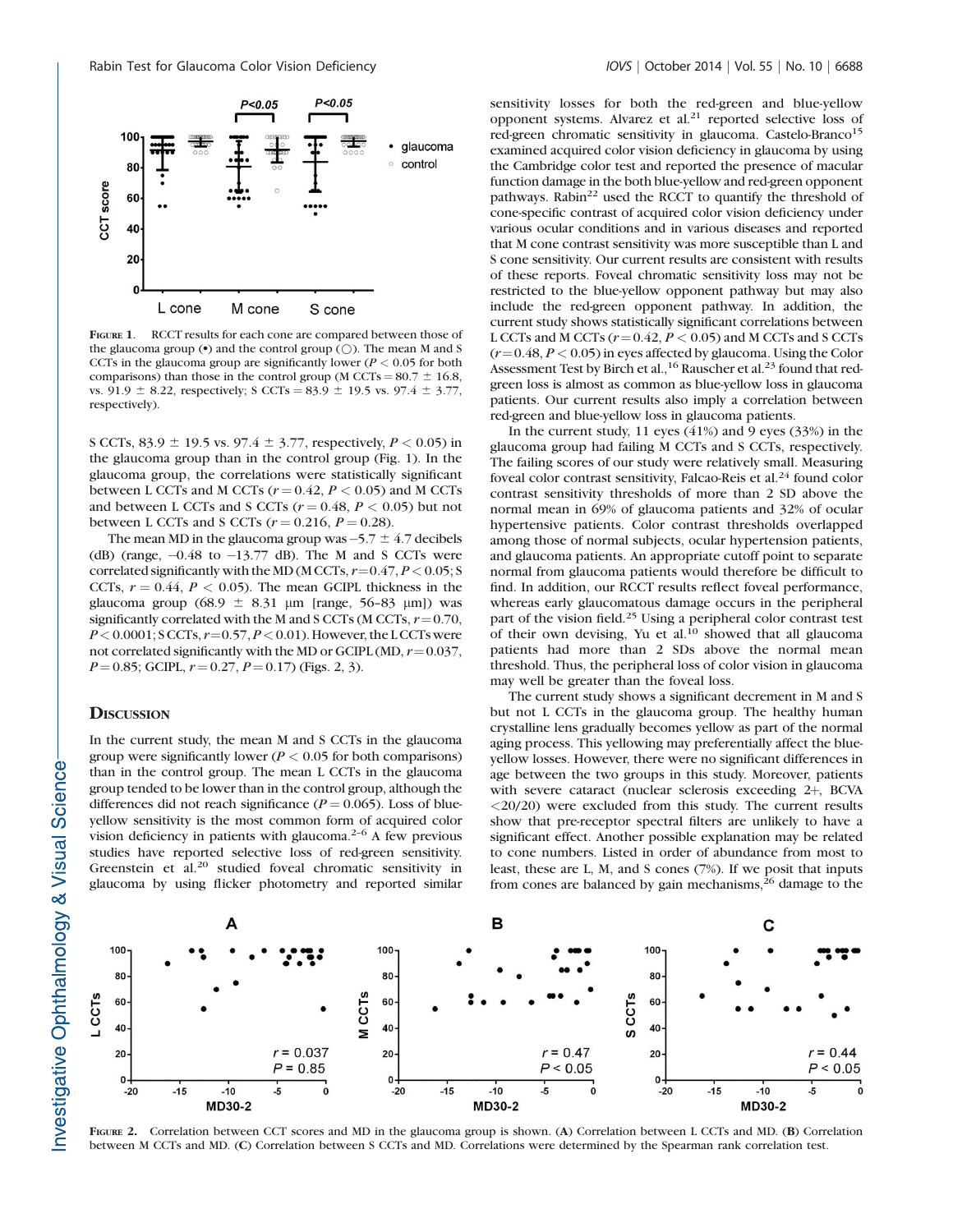FIGURE 1. RCCT results for each cone are compared between those of the glaucoma group (•) and the control group (○). The mean M and S CCTs in the glaucoma group are significantly lower ($P < 0.05$ for both comparisons) than those in the control group (M CCTs = 80.7 ± 16.8, vs. 91.9 ± 8.22, respectively; S CCTs = 83.9 ± 19.5 vs. 97.4 ± 3.77, respectively).

S CCTs, 83.9 ± 19.5 vs. 97.4 ± 3.77, respectively, $P < 0.05$) in the glaucoma group than in the control group (Fig. 1). In the glaucoma group, the correlations were statistically significant between L CCTs and M CCTs ($r = 0.42$, $P < 0.05$) and M CCTs and between L CCTs and S CCTs ($r = 0.48$, $P < 0.05$) but not between L CCTs and S CCTs ($r = 0.216$, $P = 0.28$).

The mean MD in the glaucoma group was −5.7 ± 4.7 decibels (dB) (range, −0.48 to −13.77 dB). The M and S CCTs were correlated significantly with the MD (M CCTs, $r = 0.47$, $P < 0.05$; S CCTs, $r = 0.44$, $P < 0.05$). The mean GCIPL thickness in the glaucoma group (68.9 ± 8.31 μm [range, 56–83 μm]) was significantly correlated with the M and S CCTs (M CCTs, $r = 0.70$, $P < 0.0001$; S CCTs, $r = 0.57$, $P < 0.01$). However, the L CCTs were not correlated significantly with the MD or GCIPL (MD, $r = 0.037$, $P = 0.85$; GCIPL, $r = 0.27$, $P = 0.17$) (Figs. 2, 3).

## DISCUSSION

In the current study, the mean M and S CCTs in the glaucoma group were significantly lower ($P < 0.05$ for both comparisons) than in the control group. The mean L CCTs in the glaucoma group tended to be lower than in the control group, although the differences did not reach significance ($P = 0.065$). Loss of blue-yellow sensitivity is the most common form of acquired color vision deficiency in patients with glaucoma.[2–6] A few previous studies have reported selective loss of red-green sensitivity. Greenstein et al.[20] studied foveal chromatic sensitivity in glaucoma by using flicker photometry and reported similar sensitivity losses for both the red-green and blue-yellow opponent systems. Alvarez et al.[21] reported selective loss of red-green chromatic sensitivity in glaucoma. Castelo-Branco[15] examined acquired color vision deficiency in glaucoma by using the Cambridge color test and reported the presence of macular function damage in the both blue-yellow and red-green opponent pathways. Rabin[22] used the RCCT to quantify the threshold of cone-specific contrast of acquired color vision deficiency under various ocular conditions and in various diseases and reported that M cone contrast sensitivity was more susceptible than L and S cone sensitivity. Our current results are consistent with results of these reports. Foveal chromatic sensitivity loss may not be restricted to the blue-yellow opponent pathway but may also include the red-green opponent pathway. In addition, the current study shows statistically significant correlations between L CCTs and M CCTs ($r = 0.42$, $P < 0.05$) and M CCTs and S CCTs ($r = 0.48$, $P < 0.05$) in eyes affected by glaucoma. Using the Color Assessment Test by Birch et al.,[16] Rauscher et al.[23] found that red-green loss is almost as common as blue-yellow loss in glaucoma patients. Our current results also imply a correlation between red-green and blue-yellow loss in glaucoma patients.

In the current study, 11 eyes (41%) and 9 eyes (33%) in the glaucoma group had failing M CCTs and S CCTs, respectively. The failing scores of our study were relatively small. Measuring foveal color contrast sensitivity, Falcao-Reis et al.[24] found color contrast sensitivity thresholds of more than 2 SD above the normal mean in 69% of glaucoma patients and 32% of ocular hypertensive patients. Color contrast thresholds overlapped among those of normal subjects, ocular hypertension patients, and glaucoma patients. An appropriate cutoff point to separate normal from glaucoma patients would therefore be difficult to find. In addition, our RCCT results reflect foveal performance, whereas early glaucomatous damage occurs in the peripheral part of the vision field.[25] Using a peripheral color contrast test of their own devising, Yu et al.[10] showed that all glaucoma patients had more than 2 SDs above the normal mean threshold. Thus, the peripheral loss of color vision in glaucoma may well be greater than the foveal loss.

The current study shows a significant decrement in M and S but not L CCTs in the glaucoma group. The healthy human crystalline lens gradually becomes yellow as part of the normal aging process. This yellowing may preferentially affect the blue-yellow losses. However, there were no significant differences in age between the two groups in this study. Moreover, patients with severe cataract (nuclear sclerosis exceeding 2+, BCVA <20/20) were excluded from this study. The current results show that pre-receptor spectral filters are unlikely to have a significant effect. Another possible explanation may be related to cone numbers. Listed in order of abundance from most to least, these are L, M, and S cones (7%). If we posit that inputs from cones are balanced by gain mechanisms,[26] damage to the

FIGURE 2. Correlation between CCT scores and MD in the glaucoma group is shown. (A) Correlation between L CCTs and MD. (B) Correlation between M CCTs and MD. (C) Correlation between S CCTs and MD. Correlations were determined by the Spearman rank correlation test.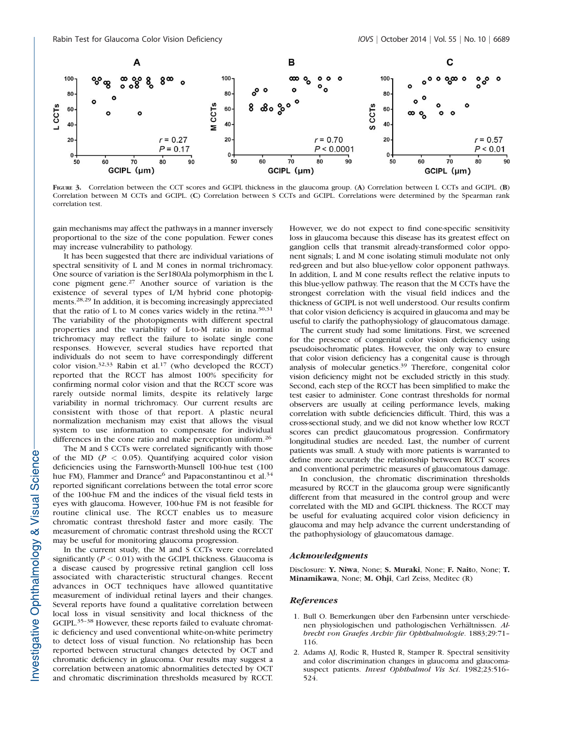**Figure 3.** Correlation between the CCT scores and GCIPL thickness in the glaucoma group. (**A**) Correlation between L CCTs and GCIPL. (**B**) Correlation between M CCTs and GCIPL. (**C**) Correlation between S CCTs and GCIPL. Correlations were determined by the Spearman rank correlation test.

gain mechanisms may affect the pathways in a manner inversely proportional to the size of the cone population. Fewer cones may increase vulnerability to pathology.

It has been suggested that there are individual variations of spectral sensitivity of L and M cones in normal trichromacy. One source of variation is the Ser180Ala polymorphism in the L cone pigment gene.[27] Another source of variation is the existence of several types of L/M hybrid cone photopigments.[28,29] In addition, it is becoming increasingly appreciated that the ratio of L to M cones varies widely in the retina.[30,31] The variability of the photopigments with different spectral properties and the variability of L-to-M ratio in normal trichromacy may reflect the failure to isolate single cone responses. However, several studies have reported that individuals do not seem to have correspondingly different color vision.[32,33] Rabin et al.[17] (who developed the RCCT) reported that the RCCT has almost 100% specificity for confirming normal color vision and that the RCCT score was rarely outside normal limits, despite its relatively large variability in normal trichromacy. Our current results are consistent with those of that report. A plastic neural normalization mechanism may exist that allows the visual system to use information to compensate for individual differences in the cone ratio and make perception uniform.[26]

The M and S CCTs were correlated significantly with those of the MD ($P < 0.05$). Quantifying acquired color vision deficiencies using the Farnsworth-Munsell 100-hue test (100 hue FM), Flammer and Drance[6] and Papaconstantinou et al.[34] reported significant correlations between the total error score of the 100-hue FM and the indices of the visual field tests in eyes with glaucoma. However, 100-hue FM is not feasible for routine clinical use. The RCCT enables us to measure chromatic contrast threshold faster and more easily. The measurement of chromatic contrast threshold using the RCCT may be useful for monitoring glaucoma progression.

In the current study, the M and S CCTs were correlated significantly ($P < 0.01$) with the GCIPL thickness. Glaucoma is a disease caused by progressive retinal ganglion cell loss associated with characteristic structural changes. Recent advances in OCT techniques have allowed quantitative measurement of individual retinal layers and their changes. Several reports have found a qualitative correlation between local loss in visual sensitivity and local thickness of the GCIPL.[35–38] However, these reports failed to evaluate chromatic deficiency and used conventional white-on-white perimetry to detect loss of visual function. No relationship has been reported between structural changes detected by OCT and chromatic deficiency in glaucoma. Our results may suggest a correlation between anatomic abnormalities detected by OCT and chromatic discrimination thresholds measured by RCCT. However, we do not expect to find cone-specific sensitivity loss in glaucoma because this disease has its greatest effect on ganglion cells that transmit already-transformed color opponent signals; L and M cone isolating stimuli modulate not only red-green and but also blue-yellow color opponent pathways. In addition, L and M cone results reflect the relative inputs to this blue-yellow pathway. The reason that the M CCTs have the strongest correlation with the visual field indices and the thickness of GCIPL is not well understood. Our results confirm that color vision deficiency is acquired in glaucoma and may be useful to clarify the pathophysiology of glaucomatous damage.

The current study had some limitations. First, we screened for the presence of congenital color vision deficiency using pseudoisochromatic plates. However, the only way to ensure that color vision deficiency has a congenital cause is through analysis of molecular genetics.[39] Therefore, congenital color vision deficiency might not be excluded strictly in this study. Second, each step of the RCCT has been simplified to make the test easier to administer. Cone contrast thresholds for normal observers are usually at ceiling performance levels, making correlation with subtle deficiencies difficult. Third, this was a cross-sectional study, and we did not know whether low RCCT scores can predict glaucomatous progression. Confirmatory longitudinal studies are needed. Last, the number of current patients was small. A study with more patients is warranted to define more accurately the relationship between RCCT scores and conventional perimetric measures of glaucomatous damage.

In conclusion, the chromatic discrimination thresholds measured by RCCT in the glaucoma group were significantly different from that measured in the control group and were correlated with the MD and GCIPL thickness. The RCCT may be useful for evaluating acquired color vision deficiency in glaucoma and may help advance the current understanding of the pathophysiology of glaucomatous damage.

## *Acknowledgments*

Disclosure: **Y. Niwa**, None; **S. Muraki**, None; **F. Naito**, None; **T. Minamikawa**, None; **M. Ohji**, Carl Zeiss, Meditec (R)

## *References*

1. Bull O. Bemerkungen über den Farbensinn unter verschiedenen physiologischen und pathologischen Verhältnissen. *Albrecht von Graefes Archiv für Ophthalmologie*. 1883;29:71–116.
2. Adams AJ, Rodic R, Husted R, Stamper R. Spectral sensitivity and color discrimination changes in glaucoma and glaucoma-suspect patients. *Invest Ophthalmol Vis Sci*. 1982;23:516–524.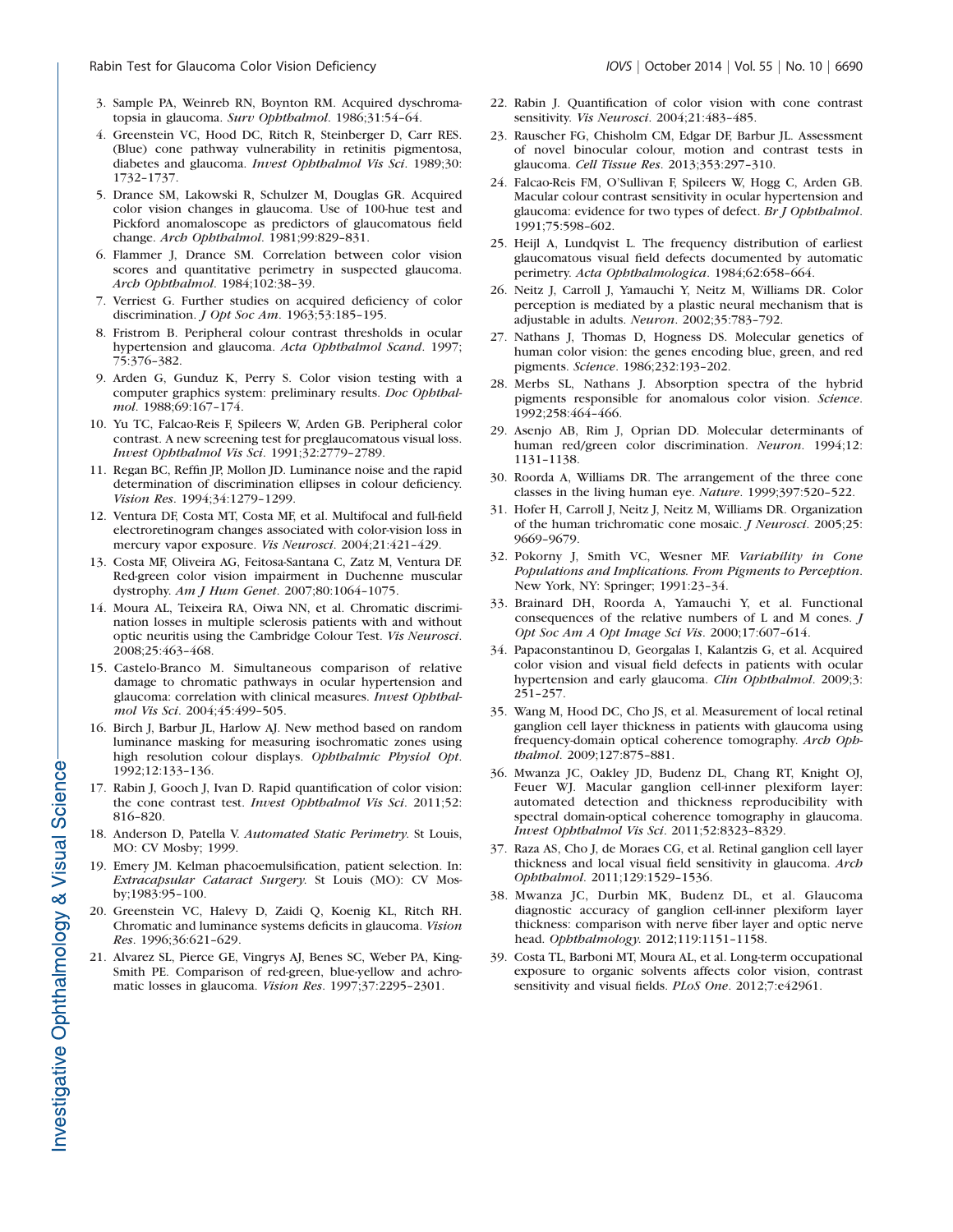3. Sample PA, Weinreb RN, Boynton RM. Acquired dyschromatopsia in glaucoma. *Surv Ophthalmol*. 1986;31:54–64.
4. Greenstein VC, Hood DC, Ritch R, Steinberger D, Carr RES. (Blue) cone pathway vulnerability in retinitis pigmentosa, diabetes and glaucoma. *Invest Ophthalmol Vis Sci*. 1989;30: 1732–1737.
5. Drance SM, Lakowski R, Schulzer M, Douglas GR. Acquired color vision changes in glaucoma. Use of 100-hue test and Pickford anomaloscope as predictors of glaucomatous field change. *Arch Ophthalmol*. 1981;99:829–831.
6. Flammer J, Drance SM. Correlation between color vision scores and quantitative perimetry in suspected glaucoma. *Arch Ophthalmol*. 1984;102:38–39.
7. Verriest G. Further studies on acquired deficiency of color discrimination. *J Opt Soc Am*. 1963;53:185–195.
8. Fristrom B. Peripheral colour contrast thresholds in ocular hypertension and glaucoma. *Acta Ophthalmol Scand*. 1997; 75:376–382.
9. Arden G, Gunduz K, Perry S. Color vision testing with a computer graphics system: preliminary results. *Doc Ophthalmol*. 1988;69:167–174.
10. Yu TC, Falcao-Reis F, Spileers W, Arden GB. Peripheral color contrast. A new screening test for preglaucomatous visual loss. *Invest Ophthalmol Vis Sci*. 1991;32:2779–2789.
11. Regan BC, Reffin JP, Mollon JD. Luminance noise and the rapid determination of discrimination ellipses in colour deficiency. *Vision Res*. 1994;34:1279–1299.
12. Ventura DF, Costa MT, Costa MF, et al. Multifocal and full-field electroretinogram changes associated with color-vision loss in mercury vapor exposure. *Vis Neurosci*. 2004;21:421–429.
13. Costa MF, Oliveira AG, Feitosa-Santana C, Zatz M, Ventura DF. Red-green color vision impairment in Duchenne muscular dystrophy. *Am J Hum Genet*. 2007;80:1064–1075.
14. Moura AL, Teixeira RA, Oiwa NN, et al. Chromatic discrimination losses in multiple sclerosis patients with and without optic neuritis using the Cambridge Colour Test. *Vis Neurosci*. 2008;25:463–468.
15. Castelo-Branco M. Simultaneous comparison of relative damage to chromatic pathways in ocular hypertension and glaucoma: correlation with clinical measures. *Invest Ophthalmol Vis Sci*. 2004;45:499–505.
16. Birch J, Barbur JL, Harlow AJ. New method based on random luminance masking for measuring isochromatic zones using high resolution colour displays. *Ophthalmic Physiol Opt*. 1992;12:133–136.
17. Rabin J, Gooch J, Ivan D. Rapid quantification of color vision: the cone contrast test. *Invest Ophthalmol Vis Sci*. 2011;52: 816–820.
18. Anderson D, Patella V. *Automated Static Perimetry*. St Louis, MO: CV Mosby; 1999.
19. Emery JM. Kelman phacoemulsification, patient selection. In: *Extracapsular Cataract Surgery*. St Louis (MO): CV Mosby;1983:95–100.
20. Greenstein VC, Halevy D, Zaidi Q, Koenig KL, Ritch RH. Chromatic and luminance systems deficits in glaucoma. *Vision Res*. 1996;36:621–629.
21. Alvarez SL, Pierce GE, Vingrys AJ, Benes SC, Weber PA, King-Smith PE. Comparison of red-green, blue-yellow and achromatic losses in glaucoma. *Vision Res*. 1997;37:2295–2301.
22. Rabin J. Quantification of color vision with cone contrast sensitivity. *Vis Neurosci*. 2004;21:483–485.
23. Rauscher FG, Chisholm CM, Edgar DF, Barbur JL. Assessment of novel binocular colour, motion and contrast tests in glaucoma. *Cell Tissue Res*. 2013;353:297–310.
24. Falcao-Reis FM, O'Sullivan F, Spileers W, Hogg C, Arden GB. Macular colour contrast sensitivity in ocular hypertension and glaucoma: evidence for two types of defect. *Br J Ophthalmol*. 1991;75:598–602.
25. Heijl A, Lundqvist L. The frequency distribution of earliest glaucomatous visual field defects documented by automatic perimetry. *Acta Ophthalmologica*. 1984;62:658–664.
26. Neitz J, Carroll J, Yamauchi Y, Neitz M, Williams DR. Color perception is mediated by a plastic neural mechanism that is adjustable in adults. *Neuron*. 2002;35:783–792.
27. Nathans J, Thomas D, Hogness DS. Molecular genetics of human color vision: the genes encoding blue, green, and red pigments. *Science*. 1986;232:193–202.
28. Merbs SL, Nathans J. Absorption spectra of the hybrid pigments responsible for anomalous color vision. *Science*. 1992;258:464–466.
29. Asenjo AB, Rim J, Oprian DD. Molecular determinants of human red/green color discrimination. *Neuron*. 1994;12: 1131–1138.
30. Roorda A, Williams DR. The arrangement of the three cone classes in the living human eye. *Nature*. 1999;397:520–522.
31. Hofer H, Carroll J, Neitz J, Neitz M, Williams DR. Organization of the human trichromatic cone mosaic. *J Neurosci*. 2005;25: 9669–9679.
32. Pokorny J, Smith VC, Wesner MF. *Variability in Cone Populations and Implications. From Pigments to Perception*. New York, NY: Springer; 1991:23–34.
33. Brainard DH, Roorda A, Yamauchi Y, et al. Functional consequences of the relative numbers of L and M cones. *J Opt Soc Am A Opt Image Sci Vis*. 2000;17:607–614.
34. Papaconstantinou D, Georgalas I, Kalantzis G, et al. Acquired color vision and visual field defects in patients with ocular hypertension and early glaucoma. *Clin Ophthalmol*. 2009;3: 251–257.
35. Wang M, Hood DC, Cho JS, et al. Measurement of local retinal ganglion cell layer thickness in patients with glaucoma using frequency-domain optical coherence tomography. *Arch Ophthalmol*. 2009;127:875–881.
36. Mwanza JC, Oakley JD, Budenz DL, Chang RT, Knight OJ, Feuer WJ. Macular ganglion cell-inner plexiform layer: automated detection and thickness reproducibility with spectral domain-optical coherence tomography in glaucoma. *Invest Ophthalmol Vis Sci*. 2011;52:8323–8329.
37. Raza AS, Cho J, de Moraes CG, et al. Retinal ganglion cell layer thickness and local visual field sensitivity in glaucoma. *Arch Ophthalmol*. 2011;129:1529–1536.
38. Mwanza JC, Durbin MK, Budenz DL, et al. Glaucoma diagnostic accuracy of ganglion cell-inner plexiform layer thickness: comparison with nerve fiber layer and optic nerve head. *Ophthalmology*. 2012;119:1151–1158.
39. Costa TL, Barboni MT, Moura AL, et al. Long-term occupational exposure to organic solvents affects color vision, contrast sensitivity and visual fields. *PLoS One*. 2012;7:e42961.